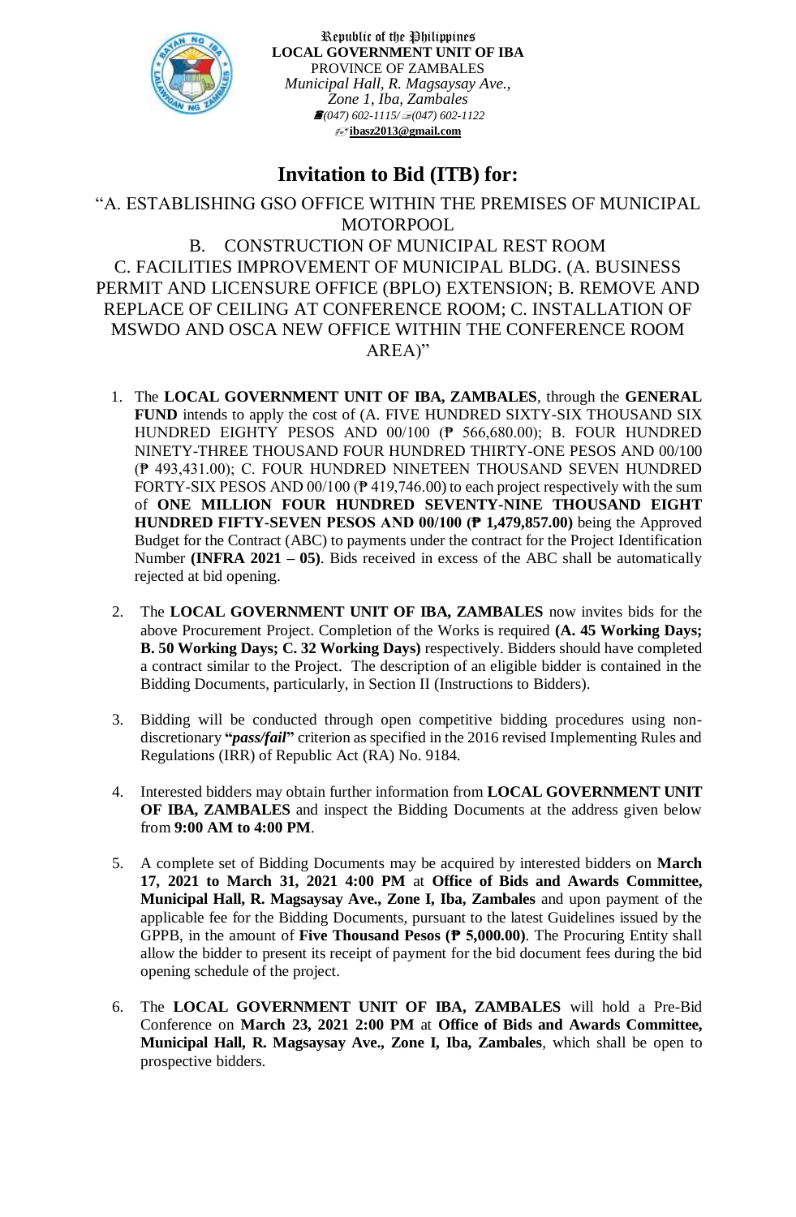Republic of the Philippines
**LOCAL GOVERNMENT UNIT OF IBA**
PROVINCE OF ZAMBALES
*Municipal Hall, R. Magsaysay Ave.,*
*Zone 1, Iba, Zambales*
*(047) 602-1115/ (047) 602-1122*
**ibasz2013@gmail.com**

# Invitation to Bid (ITB) for:

"A. ESTABLISHING GSO OFFICE WITHIN THE PREMISES OF MUNICIPAL MOTORPOOL
B. CONSTRUCTION OF MUNICIPAL REST ROOM
C. FACILITIES IMPROVEMENT OF MUNICIPAL BLDG. (A. BUSINESS PERMIT AND LICENSURE OFFICE (BPLO) EXTENSION; B. REMOVE AND REPLACE OF CEILING AT CONFERENCE ROOM; C. INSTALLATION OF MSWDO AND OSCA NEW OFFICE WITHIN THE CONFERENCE ROOM AREA)"

1. The **LOCAL GOVERNMENT UNIT OF IBA, ZAMBALES**, through the **GENERAL FUND** intends to apply the cost of (A. FIVE HUNDRED SIXTY-SIX THOUSAND SIX HUNDRED EIGHTY PESOS AND 00/100 (₱ 566,680.00); B. FOUR HUNDRED NINETY-THREE THOUSAND FOUR HUNDRED THIRTY-ONE PESOS AND 00/100 (₱ 493,431.00); C. FOUR HUNDRED NINETEEN THOUSAND SEVEN HUNDRED FORTY-SIX PESOS AND 00/100 (₱ 419,746.00) to each project respectively with the sum of **ONE MILLION FOUR HUNDRED SEVENTY-NINE THOUSAND EIGHT HUNDRED FIFTY-SEVEN PESOS AND 00/100 (₱ 1,479,857.00)** being the Approved Budget for the Contract (ABC) to payments under the contract for the Project Identification Number **(INFRA 2021 – 05)**. Bids received in excess of the ABC shall be automatically rejected at bid opening.

2. The **LOCAL GOVERNMENT UNIT OF IBA, ZAMBALES** now invites bids for the above Procurement Project. Completion of the Works is required **(A. 45 Working Days; B. 50 Working Days; C. 32 Working Days)** respectively. Bidders should have completed a contract similar to the Project. The description of an eligible bidder is contained in the Bidding Documents, particularly, in Section II (Instructions to Bidders).

3. Bidding will be conducted through open competitive bidding procedures using non-discretionary **"*pass/fail*"** criterion as specified in the 2016 revised Implementing Rules and Regulations (IRR) of Republic Act (RA) No. 9184.

4. Interested bidders may obtain further information from **LOCAL GOVERNMENT UNIT OF IBA, ZAMBALES** and inspect the Bidding Documents at the address given below from **9:00 AM to 4:00 PM**.

5. A complete set of Bidding Documents may be acquired by interested bidders on **March 17, 2021 to March 31, 2021 4:00 PM** at **Office of Bids and Awards Committee, Municipal Hall, R. Magsaysay Ave., Zone I, Iba, Zambales** and upon payment of the applicable fee for the Bidding Documents, pursuant to the latest Guidelines issued by the GPPB, in the amount of **Five Thousand Pesos (₱ 5,000.00)**. The Procuring Entity shall allow the bidder to present its receipt of payment for the bid document fees during the bid opening schedule of the project.

6. The **LOCAL GOVERNMENT UNIT OF IBA, ZAMBALES** will hold a Pre-Bid Conference on **March 23, 2021 2:00 PM** at **Office of Bids and Awards Committee, Municipal Hall, R. Magsaysay Ave., Zone I, Iba, Zambales**, which shall be open to prospective bidders.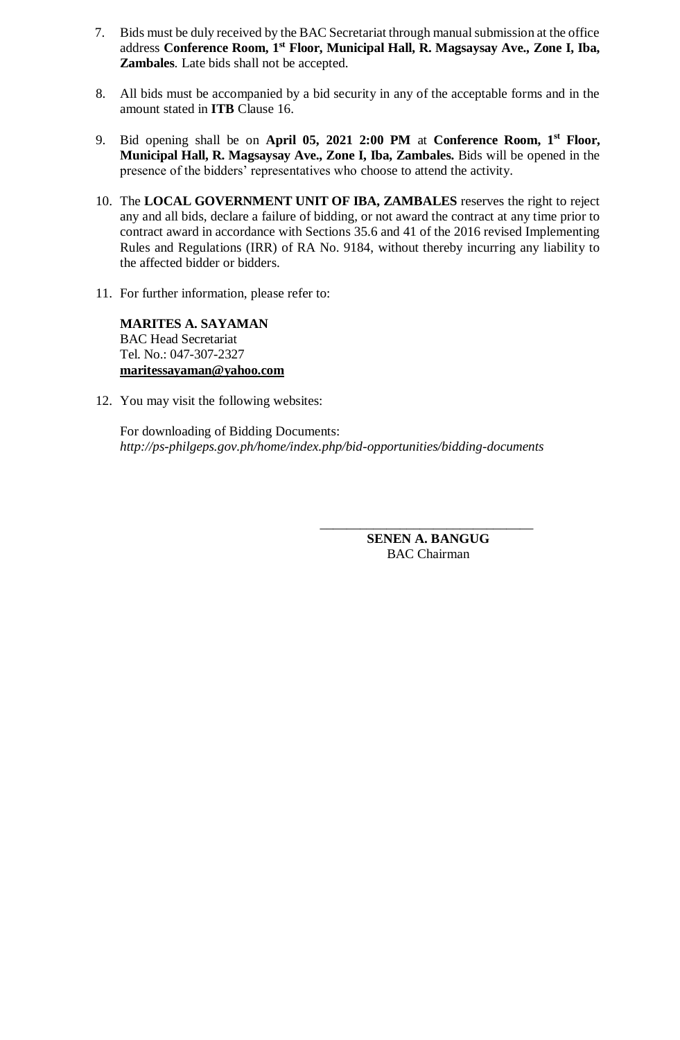7. Bids must be duly received by the BAC Secretariat through manual submission at the office address **Conference Room, 1st Floor, Municipal Hall, R. Magsaysay Ave., Zone I, Iba, Zambales**. Late bids shall not be accepted.

8. All bids must be accompanied by a bid security in any of the acceptable forms and in the amount stated in **ITB** Clause 16.

9. Bid opening shall be on **April 05, 2021 2:00 PM** at **Conference Room, 1st Floor, Municipal Hall, R. Magsaysay Ave., Zone I, Iba, Zambales.** Bids will be opened in the presence of the bidders' representatives who choose to attend the activity.

10. The **LOCAL GOVERNMENT UNIT OF IBA, ZAMBALES** reserves the right to reject any and all bids, declare a failure of bidding, or not award the contract at any time prior to contract award in accordance with Sections 35.6 and 41 of the 2016 revised Implementing Rules and Regulations (IRR) of RA No. 9184, without thereby incurring any liability to the affected bidder or bidders.

11. For further information, please refer to:

    **MARITES A. SAYAMAN**
    BAC Head Secretariat
    Tel. No.: 047-307-2327
    **maritessayaman@yahoo.com**

12. You may visit the following websites:

    For downloading of Bidding Documents:
    *http://ps-philgeps.gov.ph/home/index.php/bid-opportunities/bidding-documents*

\_\_\_\_\_\_\_\_\_\_\_\_\_\_\_\_\_\_\_\_\_\_\_\_\_\_\_\_\_\_\_\_\_\_

**SENEN A. BANGUG**
BAC Chairman